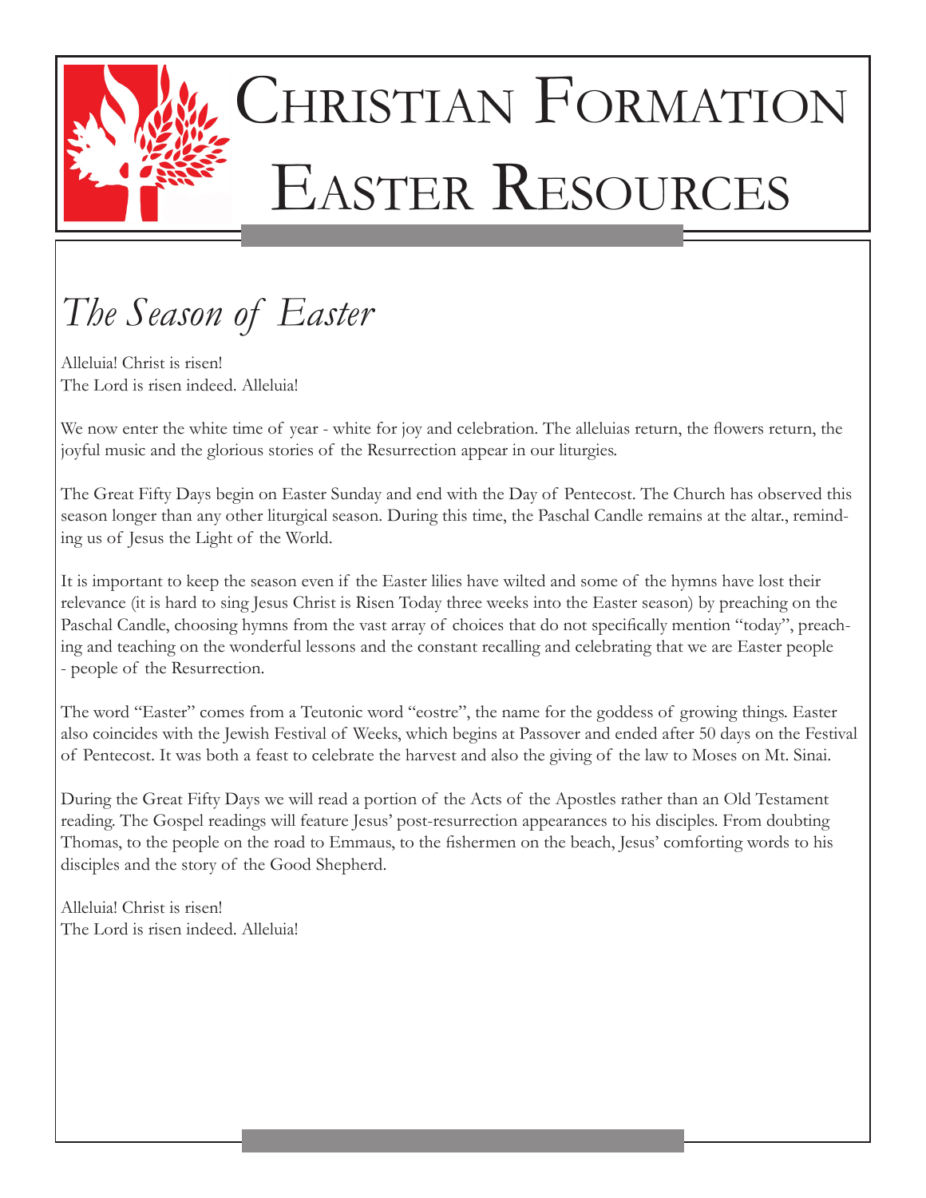# Christian Formation Easter Resources

## *The Season of Easter*

Alleluia! Christ is risen!
The Lord is risen indeed. Alleluia!

We now enter the white time of year - white for joy and celebration. The alleluias return, the flowers return, the joyful music and the glorious stories of the Resurrection appear in our liturgies.

The Great Fifty Days begin on Easter Sunday and end with the Day of Pentecost. The Church has observed this season longer than any other liturgical season. During this time, the Paschal Candle remains at the altar., reminding us of Jesus the Light of the World.

It is important to keep the season even if the Easter lilies have wilted and some of the hymns have lost their relevance (it is hard to sing Jesus Christ is Risen Today three weeks into the Easter season) by preaching on the Paschal Candle, choosing hymns from the vast array of choices that do not specifically mention "today", preaching and teaching on the wonderful lessons and the constant recalling and celebrating that we are Easter people - people of the Resurrection.

The word "Easter" comes from a Teutonic word "eostre", the name for the goddess of growing things. Easter also coincides with the Jewish Festival of Weeks, which begins at Passover and ended after 50 days on the Festival of Pentecost. It was both a feast to celebrate the harvest and also the giving of the law to Moses on Mt. Sinai.

During the Great Fifty Days we will read a portion of the Acts of the Apostles rather than an Old Testament reading. The Gospel readings will feature Jesus' post-resurrection appearances to his disciples. From doubting Thomas, to the people on the road to Emmaus, to the fishermen on the beach, Jesus' comforting words to his disciples and the story of the Good Shepherd.

Alleluia! Christ is risen!
The Lord is risen indeed. Alleluia!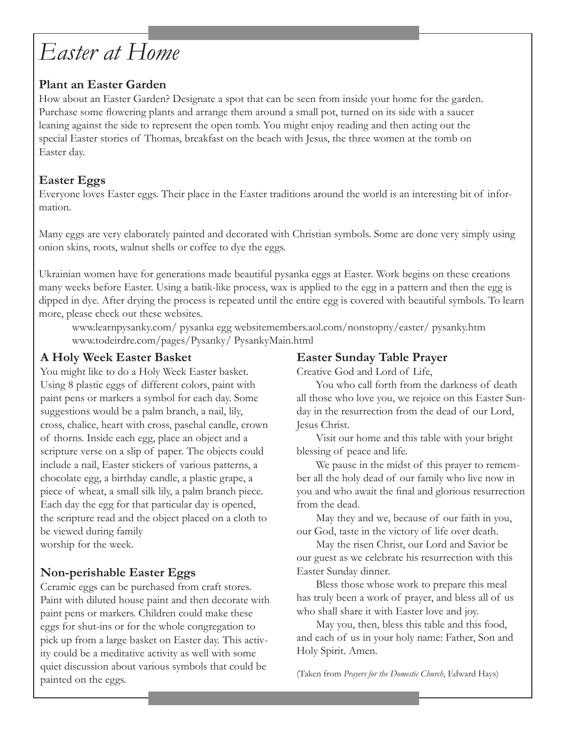# *Easter at Home*

### Plant an Easter Garden

How about an Easter Garden? Designate a spot that can be seen from inside your home for the garden. Purchase some flowering plants and arrange them around a small pot, turned on its side with a saucer leaning against the side to represent the open tomb. You might enjoy reading and then acting out the special Easter stories of Thomas, breakfast on the beach with Jesus, the three women at the tomb on Easter day.

### Easter Eggs

Everyone loves Easter eggs. Their place in the Easter traditions around the world is an interesting bit of information.

Many eggs are very elaborately painted and decorated with Christian symbols. Some are done very simply using onion skins, roots, walnut shells or coffee to dye the eggs.

Ukrainian women have for generations made beautiful pysanka eggs at Easter. Work begins on these creations many weeks before Easter. Using a batik-like process, wax is applied to the egg in a pattern and then the egg is dipped in dye. After drying the process is repeated until the entire egg is covered with beautiful symbols. To learn more, please check out these websites.

> www.learnpysanky.com/ pysanka egg websitemembers.aol.com/nonstopny/easter/ pysanky.htm
> www.todeirdre.com/pages/Pysanky/ PysankyMain.html

### A Holy Week Easter Basket

You might like to do a Holy Week Easter basket. Using 8 plastic eggs of different colors, paint with paint pens or markers a symbol for each day. Some suggestions would be a palm branch, a nail, lily, cross, chalice, heart with cross, paschal candle, crown of thorns. Inside each egg, place an object and a scripture verse on a slip of paper. The objects could include a nail, Easter stickers of various patterns, a chocolate egg, a birthday candle, a plastic grape, a piece of wheat, a small silk lily, a palm branch piece. Each day the egg for that particular day is opened, the scripture read and the object placed on a cloth to be viewed during family worship for the week.

### Non-perishable Easter Eggs

Ceramic eggs can be purchased from craft stores. Paint with diluted house paint and then decorate with paint pens or markers. Children could make these eggs for shut-ins or for the whole congregation to pick up from a large basket on Easter day. This activity could be a meditative activity as well with some quiet discussion about various symbols that could be painted on the eggs.

### Easter Sunday Table Prayer

Creative God and Lord of Life,

You who call forth from the darkness of death all those who love you, we rejoice on this Easter Sunday in the resurrection from the dead of our Lord, Jesus Christ.

Visit our home and this table with your bright blessing of peace and life.

We pause in the midst of this prayer to remember all the holy dead of our family who live now in you and who await the final and glorious resurrection from the dead.

May they and we, because of our faith in you, our God, taste in the victory of life over death.

May the risen Christ, our Lord and Savior be our guest as we celebrate his resurrection with this Easter Sunday dinner.

Bless those whose work to prepare this meal has truly been a work of prayer, and bless all of us who shall share it with Easter love and joy.

May you, then, bless this table and this food, and each of us in your holy name: Father, Son and Holy Spirit. Amen.

(Taken from *Prayers for the Domestic Church*, Edward Hays)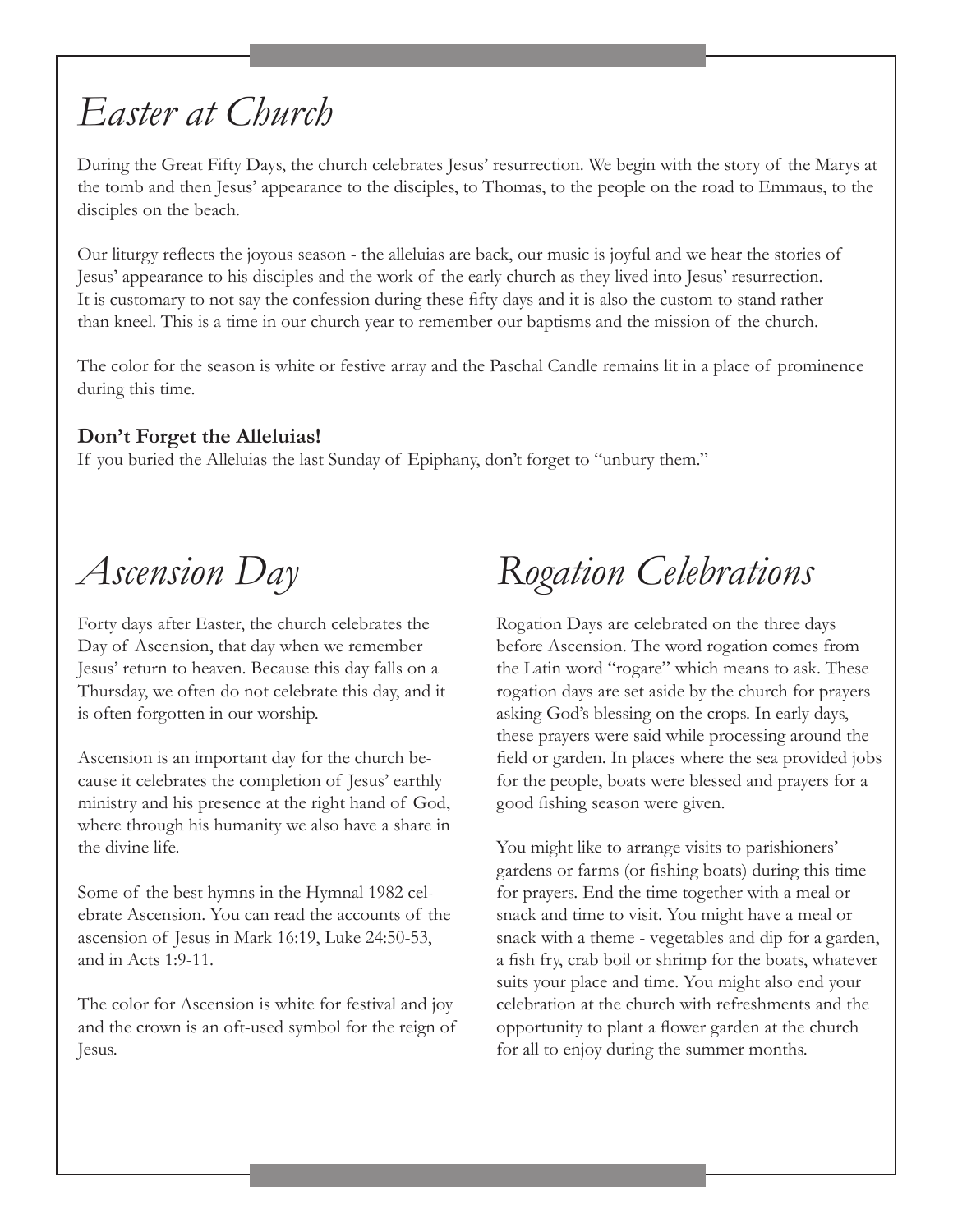# *Easter at Church*

During the Great Fifty Days, the church celebrates Jesus' resurrection. We begin with the story of the Marys at the tomb and then Jesus' appearance to the disciples, to Thomas, to the people on the road to Emmaus, to the disciples on the beach.

Our liturgy reflects the joyous season - the alleluias are back, our music is joyful and we hear the stories of Jesus' appearance to his disciples and the work of the early church as they lived into Jesus' resurrection. It is customary to not say the confession during these fifty days and it is also the custom to stand rather than kneel. This is a time in our church year to remember our baptisms and the mission of the church.

The color for the season is white or festive array and the Paschal Candle remains lit in a place of prominence during this time.

**Don't Forget the Alleluias!**

If you buried the Alleluias the last Sunday of Epiphany, don't forget to "unbury them."

# *Ascension Day*

Forty days after Easter, the church celebrates the Day of Ascension, that day when we remember Jesus' return to heaven. Because this day falls on a Thursday, we often do not celebrate this day, and it is often forgotten in our worship.

Ascension is an important day for the church because it celebrates the completion of Jesus' earthly ministry and his presence at the right hand of God, where through his humanity we also have a share in the divine life.

Some of the best hymns in the Hymnal 1982 celebrate Ascension. You can read the accounts of the ascension of Jesus in Mark 16:19, Luke 24:50-53, and in Acts 1:9-11.

The color for Ascension is white for festival and joy and the crown is an oft-used symbol for the reign of Jesus.

# *Rogation Celebrations*

Rogation Days are celebrated on the three days before Ascension. The word rogation comes from the Latin word "rogare" which means to ask. These rogation days are set aside by the church for prayers asking God's blessing on the crops. In early days, these prayers were said while processing around the field or garden. In places where the sea provided jobs for the people, boats were blessed and prayers for a good fishing season were given.

You might like to arrange visits to parishioners' gardens or farms (or fishing boats) during this time for prayers. End the time together with a meal or snack and time to visit. You might have a meal or snack with a theme - vegetables and dip for a garden, a fish fry, crab boil or shrimp for the boats, whatever suits your place and time. You might also end your celebration at the church with refreshments and the opportunity to plant a flower garden at the church for all to enjoy during the summer months.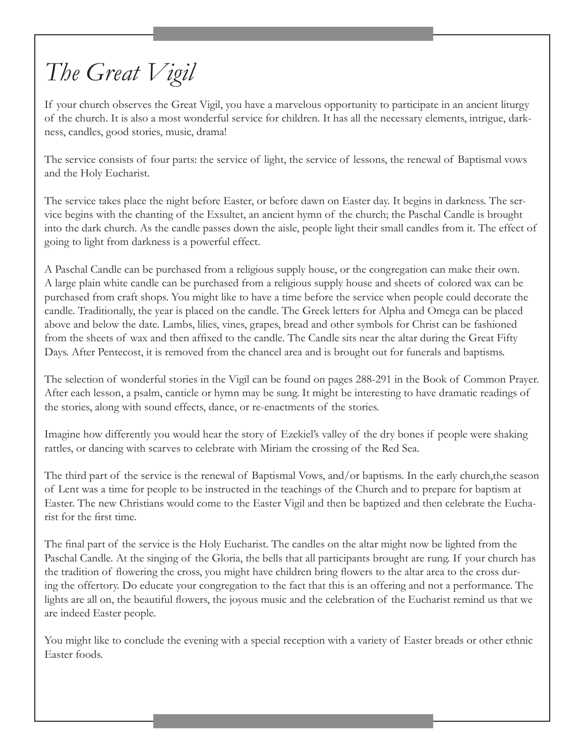# *The Great Vigil*

If your church observes the Great Vigil, you have a marvelous opportunity to participate in an ancient liturgy of the church. It is also a most wonderful service for children. It has all the necessary elements, intrigue, darkness, candles, good stories, music, drama!

The service consists of four parts: the service of light, the service of lessons, the renewal of Baptismal vows and the Holy Eucharist.

The service takes place the night before Easter, or before dawn on Easter day. It begins in darkness. The service begins with the chanting of the Exsultet, an ancient hymn of the church; the Paschal Candle is brought into the dark church. As the candle passes down the aisle, people light their small candles from it. The effect of going to light from darkness is a powerful effect.

A Paschal Candle can be purchased from a religious supply house, or the congregation can make their own. A large plain white candle can be purchased from a religious supply house and sheets of colored wax can be purchased from craft shops. You might like to have a time before the service when people could decorate the candle. Traditionally, the year is placed on the candle. The Greek letters for Alpha and Omega can be placed above and below the date. Lambs, lilies, vines, grapes, bread and other symbols for Christ can be fashioned from the sheets of wax and then affixed to the candle. The Candle sits near the altar during the Great Fifty Days. After Pentecost, it is removed from the chancel area and is brought out for funerals and baptisms.

The selection of wonderful stories in the Vigil can be found on pages 288-291 in the Book of Common Prayer. After each lesson, a psalm, canticle or hymn may be sung. It might be interesting to have dramatic readings of the stories, along with sound effects, dance, or re-enactments of the stories.

Imagine how differently you would hear the story of Ezekiel's valley of the dry bones if people were shaking rattles, or dancing with scarves to celebrate with Miriam the crossing of the Red Sea.

The third part of the service is the renewal of Baptismal Vows, and/or baptisms. In the early church,the season of Lent was a time for people to be instructed in the teachings of the Church and to prepare for baptism at Easter. The new Christians would come to the Easter Vigil and then be baptized and then celebrate the Eucharist for the first time.

The final part of the service is the Holy Eucharist. The candles on the altar might now be lighted from the Paschal Candle. At the singing of the Gloria, the bells that all participants brought are rung. If your church has the tradition of flowering the cross, you might have children bring flowers to the altar area to the cross during the offertory. Do educate your congregation to the fact that this is an offering and not a performance. The lights are all on, the beautiful flowers, the joyous music and the celebration of the Eucharist remind us that we are indeed Easter people.

You might like to conclude the evening with a special reception with a variety of Easter breads or other ethnic Easter foods.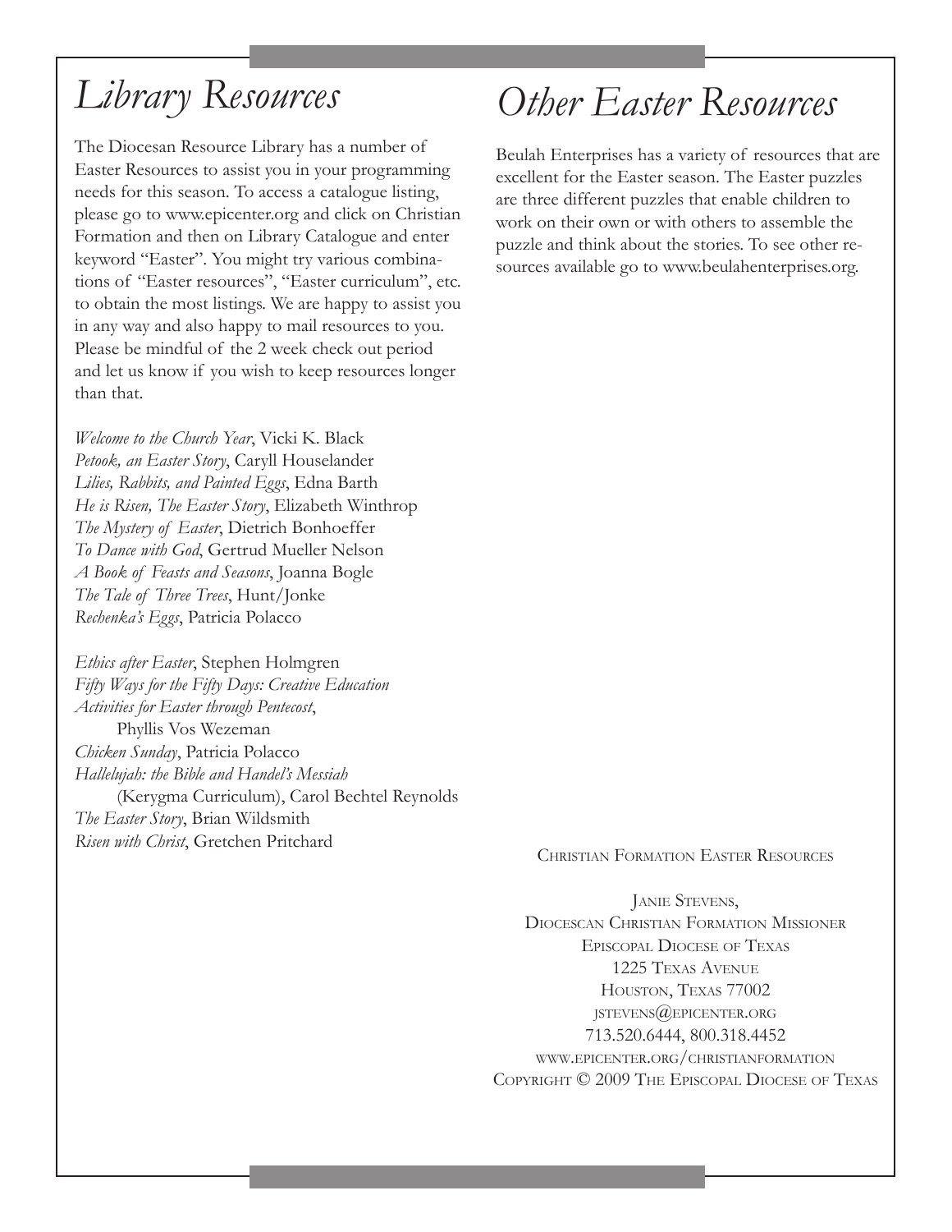# *Library Resources*

The Diocesan Resource Library has a number of Easter Resources to assist you in your programming needs for this season. To access a catalogue listing, please go to www.epicenter.org and click on Christian Formation and then on Library Catalogue and enter keyword "Easter". You might try various combinations of "Easter resources", "Easter curriculum", etc. to obtain the most listings. We are happy to assist you in any way and also happy to mail resources to you. Please be mindful of the 2 week check out period and let us know if you wish to keep resources longer than that.

*Welcome to the Church Year*, Vicki K. Black
*Petook, an Easter Story*, Caryll Houselander
*Lilies, Rabbits, and Painted Eggs*, Edna Barth
*He is Risen, The Easter Story*, Elizabeth Winthrop
*The Mystery of Easter*, Dietrich Bonhoeffer
*To Dance with God*, Gertrud Mueller Nelson
*A Book of Feasts and Seasons*, Joanna Bogle
*The Tale of Three Trees*, Hunt/Jonke
*Rechenka's Eggs*, Patricia Polacco

*Ethics after Easter*, Stephen Holmgren
*Fifty Ways for the Fifty Days: Creative Education Activities for Easter through Pentecost*, Phyllis Vos Wezeman
*Chicken Sunday*, Patricia Polacco
*Hallelujah: the Bible and Handel's Messiah* (Kerygma Curriculum), Carol Bechtel Reynolds
*The Easter Story*, Brian Wildsmith
*Risen with Christ*, Gretchen Pritchard

# *Other Easter Resources*

Beulah Enterprises has a variety of resources that are excellent for the Easter season. The Easter puzzles are three different puzzles that enable children to work on their own or with others to assemble the puzzle and think about the stories. To see other resources available go to www.beulahenterprises.org.

CHRISTIAN FORMATION EASTER RESOURCES

JANIE STEVENS,
DIOCESCAN CHRISTIAN FORMATION MISSIONER
EPISCOPAL DIOCESE OF TEXAS
1225 TEXAS AVENUE
HOUSTON, TEXAS 77002
JSTEVENS@EPICENTER.ORG
713.520.6444, 800.318.4452
WWW.EPICENTER.ORG/CHRISTIANFORMATION
COPYRIGHT © 2009 THE EPISCOPAL DIOCESE OF TEXAS